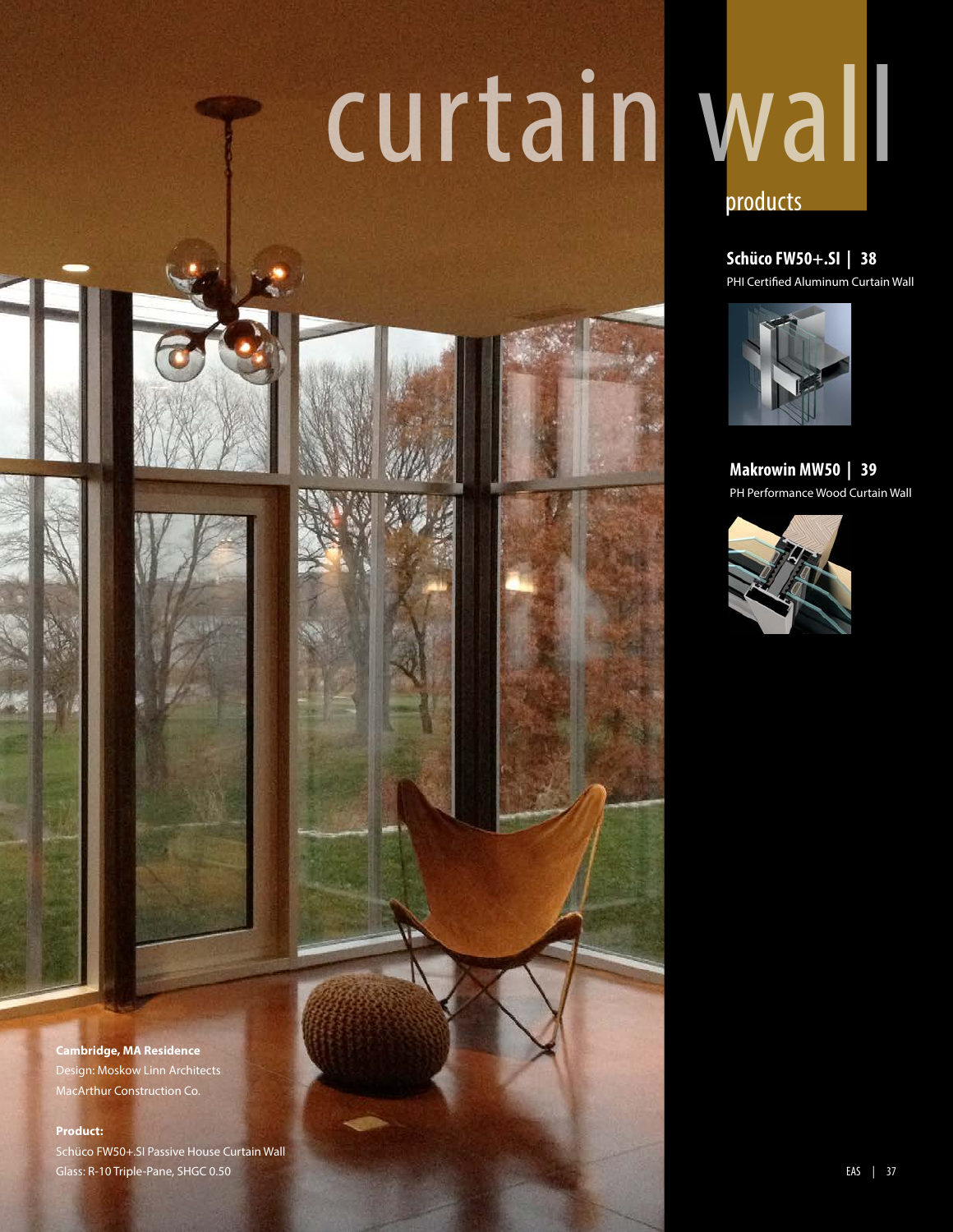# curtain wall

## products

**Schüco FW50+.SI | 38**
PHI Certified Aluminum Curtain Wall

**Makrowin MW50 | 39**
PH Performance Wood Curtain Wall

**Cambridge, MA Residence**
Design: Moskow Linn Architects
MacArthur Construction Co.

**Product:**
Schüco FW50+.SI Passive House Curtain Wall
Glass: R-10 Triple-Pane, SHGC 0.50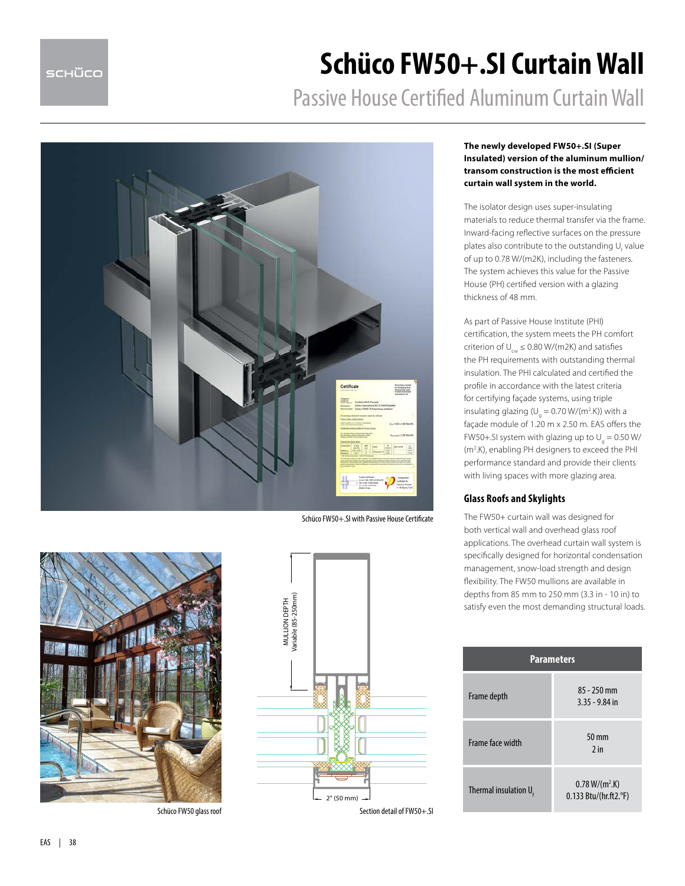# Schüco FW50+.SI Curtain Wall

## Passive House Certified Aluminum Curtain Wall

Schüco FW50+.SI with Passive House Certificate

Schüco FW50 glass roof

Section detail of FW50+.SI

**The newly developed FW50+.SI (Super Insulated) version of the aluminum mullion/transom construction is the most efficient curtain wall system in the world.**

The isolator design uses super-insulating materials to reduce thermal transfer via the frame. Inward-facing reflective surfaces on the pressure plates also contribute to the outstanding $U_f$ value of up to 0.78 W/(m2K), including the fasteners. The system achieves this value for the Passive House (PH) certified version with a glazing thickness of 48 mm.

As part of Passive House Institute (PHI) certification, the system meets the PH comfort criterion of $U_{cw} \leq 0.80$ W/(m2K) and satisfies the PH requirements with outstanding thermal insulation. The PHI calculated and certified the profile in accordance with the latest criteria for certifying façade systems, using triple insulating glazing ($U_g$ = 0.70 W/(m$^2$.K)) with a façade module of 1.20 m x 2.50 m. EAS offers the FW50+.SI system with glazing up to $U_g$ = 0.50 W/(m$^2$.K), enabling PH designers to exceed the PHI performance standard and provide their clients with living spaces with more glazing area.

### Glass Roofs and Skylights

The FW50+ curtain wall was designed for both vertical wall and overhead glass roof applications. The overhead curtain wall system is specifically designed for horizontal condensation management, snow-load strength and design flexibility. The FW50 mullions are available in depths from 85 mm to 250 mm (3.3 in - 10 in) to satisfy even the most demanding structural loads.

| Parameters | |
|---|---|
| Frame depth | 85 - 250 mm<br>3.35 - 9.84 in |
| Frame face width | 50 mm<br>2 in |
| Thermal insulation $U_f$ | 0.78 W/(m$^2$.K)<br>0.133 Btu/(hr.ft2.°F) |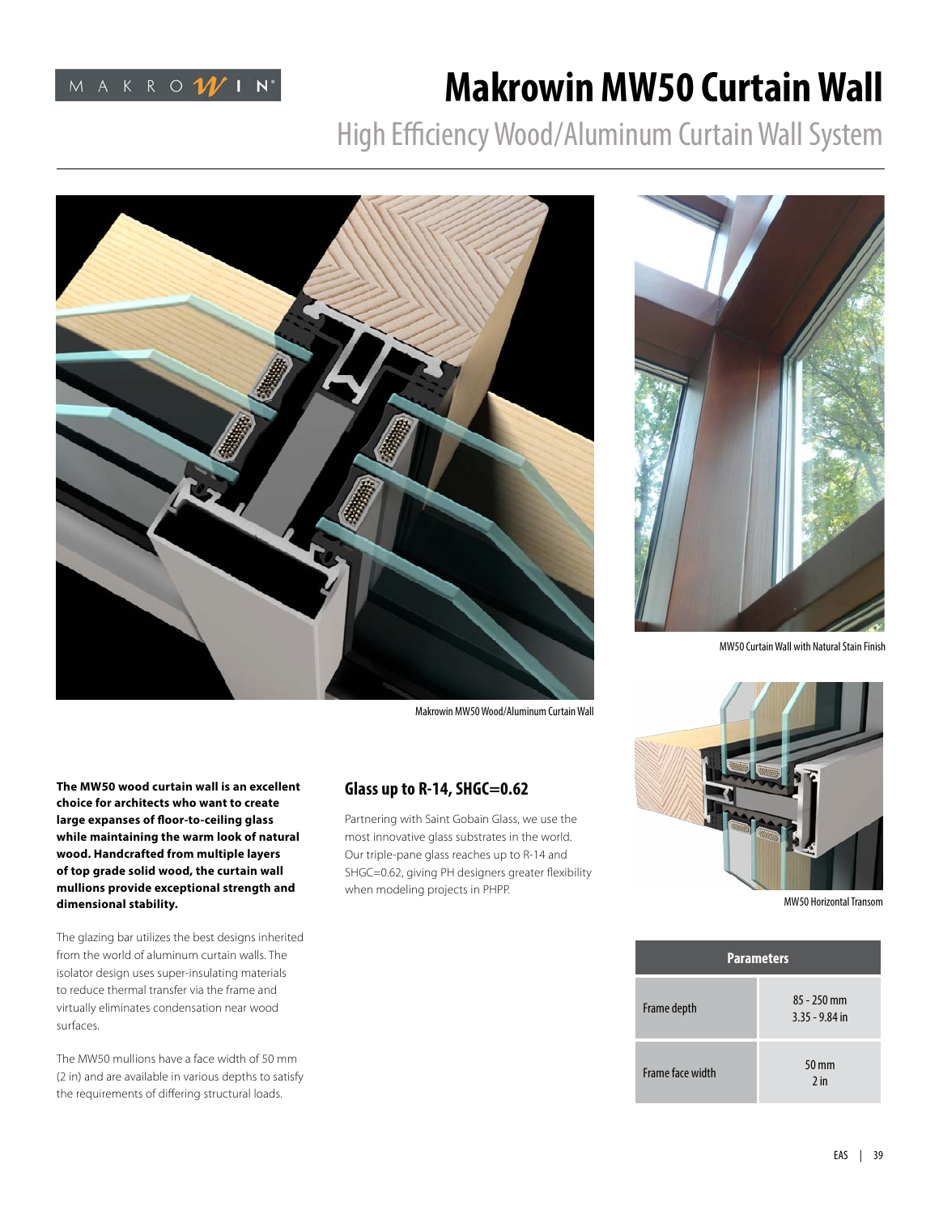# Makrowin MW50 Curtain Wall

## High Efficiency Wood/Aluminum Curtain Wall System

Makrowin MW50 Wood/Aluminum Curtain Wall

MW50 Curtain Wall with Natural Stain Finish

**The MW50 wood curtain wall is an excellent choice for architects who want to create large expanses of floor-to-ceiling glass while maintaining the warm look of natural wood. Handcrafted from multiple layers of top grade solid wood, the curtain wall mullions provide exceptional strength and dimensional stability.**

The glazing bar utilizes the best designs inherited from the world of aluminum curtain walls. The isolator design uses super-insulating materials to reduce thermal transfer via the frame and virtually eliminates condensation near wood surfaces.

The MW50 mullions have a face width of 50 mm (2 in) and are available in various depths to satisfy the requirements of differing structural loads.

### Glass up to R-14, SHGC=0.62

Partnering with Saint Gobain Glass, we use the most innovative glass substrates in the world. Our triple-pane glass reaches up to R-14 and SHGC=0.62, giving PH designers greater flexibility when modeling projects in PHPP.

MW50 Horizontal Transom

| Parameters | |
|---|---|
| Frame depth | 85 - 250 mm<br>3.35 - 9.84 in |
| Frame face width | 50 mm<br>2 in |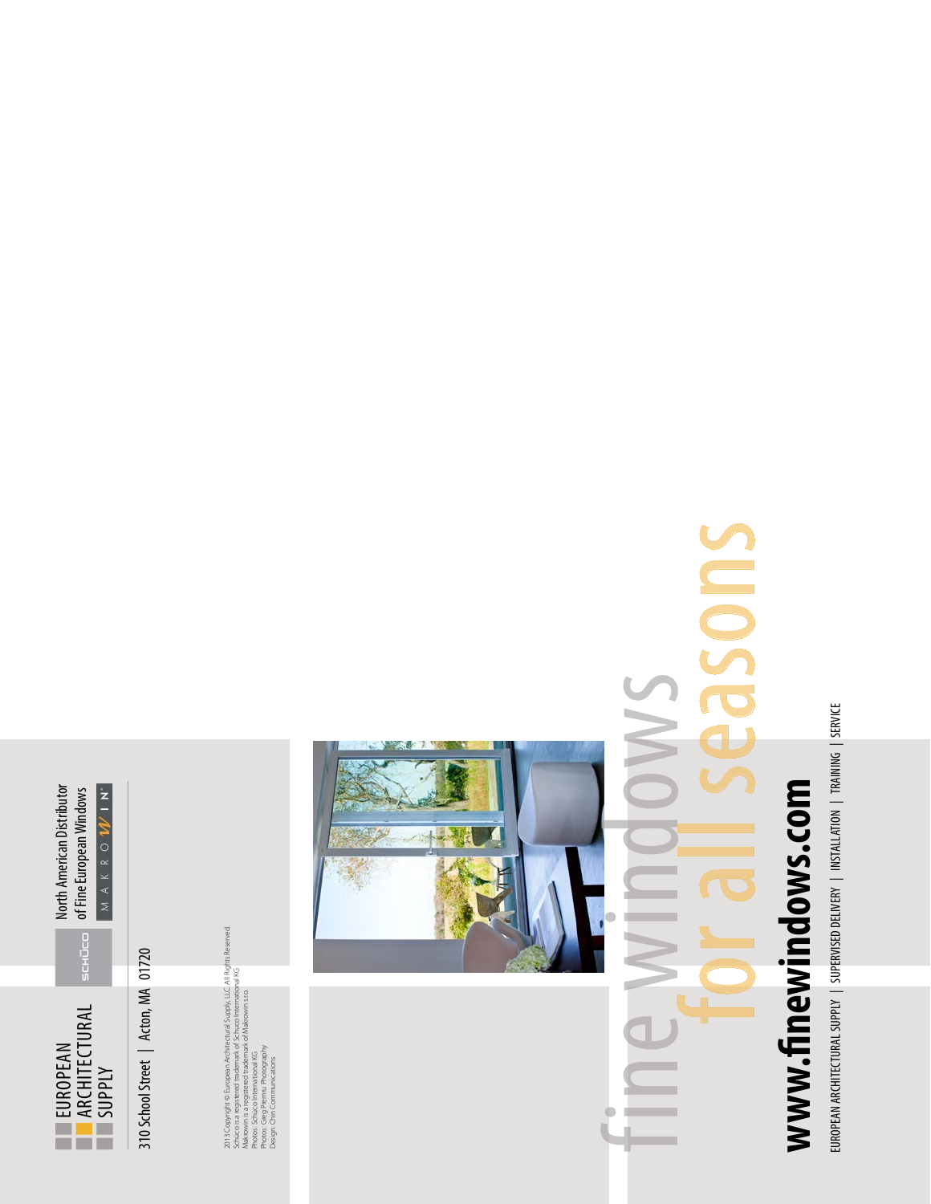# EUROPEAN ARCHITECTURAL SUPPLY

North American Distributor of Fine European Windows

SCHÜCO

MAKROWIN

310 School Street | Acton, MA 01720

2013 Copyright © European Architectural Supply, LLC. All Rights Reserved.
Schüco is a registered trademark of Schüco International KG
Makrowin is a registered trademark of Makrowin s.r.o.
Photos: Schüco International KG
Photos: Greg Premru Photography
Design: Chin Communications

# fine windows for all seasons

## www.finewindows.com

EUROPEAN ARCHITECTURAL SUPPLY | SUPERVISED DELIVERY | INSTALLATION | TRAINING | SERVICE